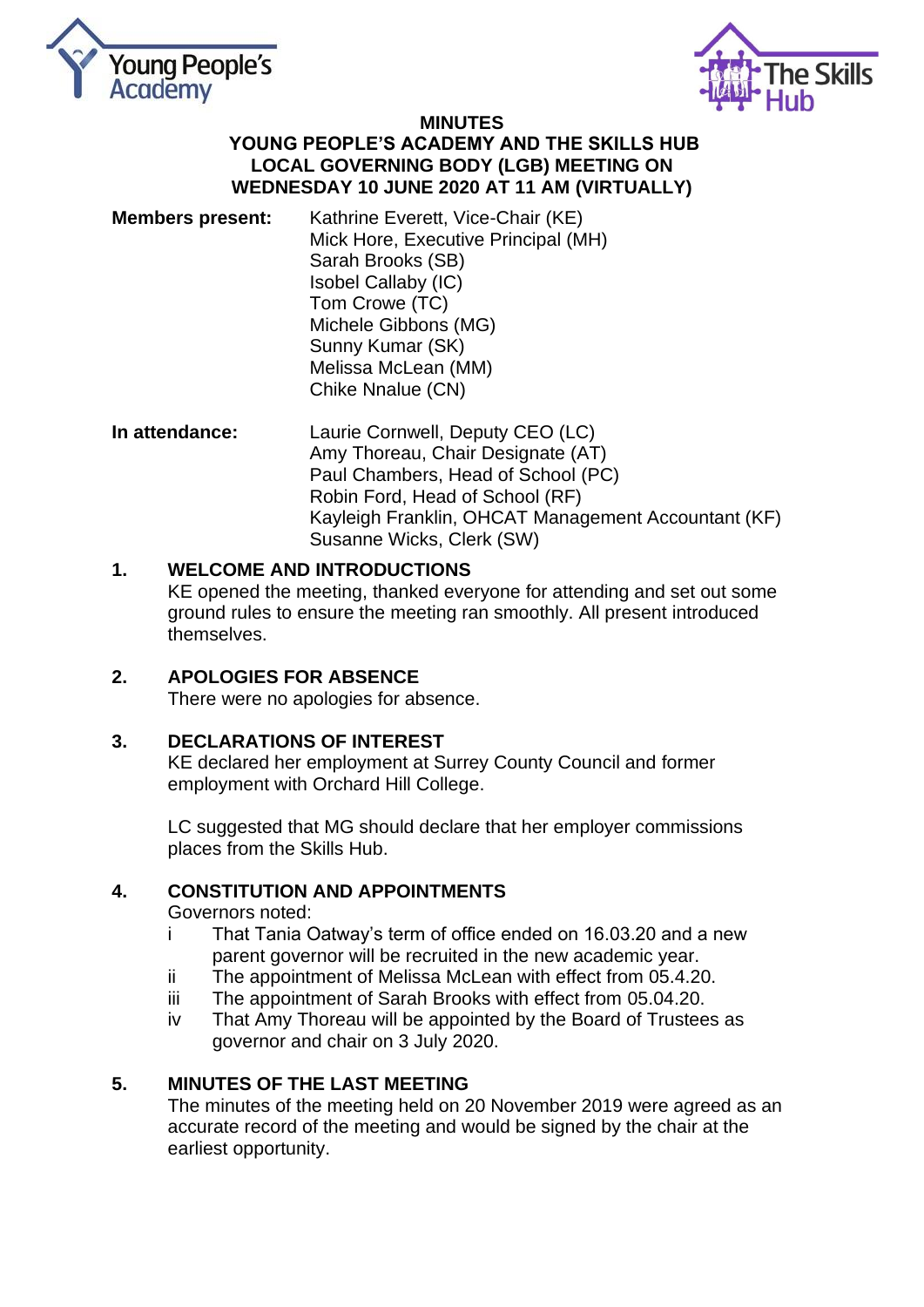# MINUTES
## YOUNG PEOPLE'S ACADEMY AND THE SKILLS HUB LOCAL GOVERNING BODY (LGB) MEETING ON WEDNESDAY 10 JUNE 2020 AT 11 AM (VIRTUALLY)

**Members present:**
Kathrine Everett, Vice-Chair (KE)
Mick Hore, Executive Principal (MH)
Sarah Brooks (SB)
Isobel Callaby (IC)
Tom Crowe (TC)
Michele Gibbons (MG)
Sunny Kumar (SK)
Melissa McLean (MM)
Chike Nnalue (CN)

**In attendance:**
Laurie Cornwell, Deputy CEO (LC)
Amy Thoreau, Chair Designate (AT)
Paul Chambers, Head of School (PC)
Robin Ford, Head of School (RF)
Kayleigh Franklin, OHCAT Management Accountant (KF)
Susanne Wicks, Clerk (SW)

### 1. WELCOME AND INTRODUCTIONS

KE opened the meeting, thanked everyone for attending and set out some ground rules to ensure the meeting ran smoothly. All present introduced themselves.

### 2. APOLOGIES FOR ABSENCE

There were no apologies for absence.

### 3. DECLARATIONS OF INTEREST

KE declared her employment at Surrey County Council and former employment with Orchard Hill College.

LC suggested that MG should declare that her employer commissions places from the Skills Hub.

### 4. CONSTITUTION AND APPOINTMENTS

Governors noted:

i That Tania Oatway's term of office ended on 16.03.20 and a new parent governor will be recruited in the new academic year.
ii The appointment of Melissa McLean with effect from 05.4.20.
iii The appointment of Sarah Brooks with effect from 05.04.20.
iv That Amy Thoreau will be appointed by the Board of Trustees as governor and chair on 3 July 2020.

### 5. MINUTES OF THE LAST MEETING

The minutes of the meeting held on 20 November 2019 were agreed as an accurate record of the meeting and would be signed by the chair at the earliest opportunity.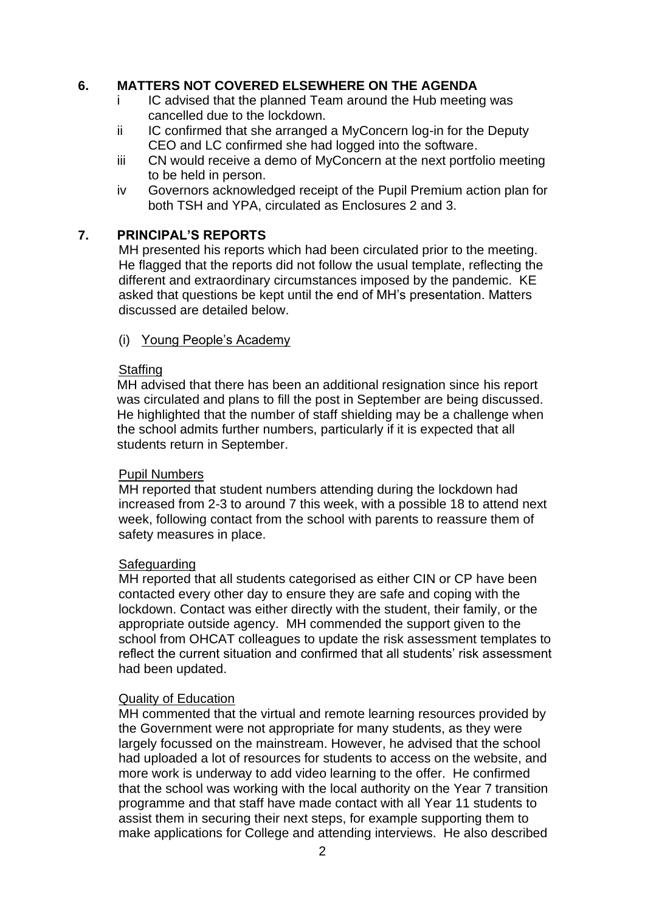## 6. MATTERS NOT COVERED ELSEWHERE ON THE AGENDA

- i IC advised that the planned Team around the Hub meeting was cancelled due to the lockdown.
- ii IC confirmed that she arranged a MyConcern log-in for the Deputy CEO and LC confirmed she had logged into the software.
- iii CN would receive a demo of MyConcern at the next portfolio meeting to be held in person.
- iv Governors acknowledged receipt of the Pupil Premium action plan for both TSH and YPA, circulated as Enclosures 2 and 3.

## 7. PRINCIPAL'S REPORTS

MH presented his reports which had been circulated prior to the meeting. He flagged that the reports did not follow the usual template, reflecting the different and extraordinary circumstances imposed by the pandemic. KE asked that questions be kept until the end of MH's presentation. Matters discussed are detailed below.

### (i) Young People's Academy

**Staffing**

MH advised that there has been an additional resignation since his report was circulated and plans to fill the post in September are being discussed. He highlighted that the number of staff shielding may be a challenge when the school admits further numbers, particularly if it is expected that all students return in September.

**Pupil Numbers**

MH reported that student numbers attending during the lockdown had increased from 2-3 to around 7 this week, with a possible 18 to attend next week, following contact from the school with parents to reassure them of safety measures in place.

**Safeguarding**

MH reported that all students categorised as either CIN or CP have been contacted every other day to ensure they are safe and coping with the lockdown. Contact was either directly with the student, their family, or the appropriate outside agency. MH commended the support given to the school from OHCAT colleagues to update the risk assessment templates to reflect the current situation and confirmed that all students' risk assessment had been updated.

**Quality of Education**

MH commented that the virtual and remote learning resources provided by the Government were not appropriate for many students, as they were largely focussed on the mainstream. However, he advised that the school had uploaded a lot of resources for students to access on the website, and more work is underway to add video learning to the offer. He confirmed that the school was working with the local authority on the Year 7 transition programme and that staff have made contact with all Year 11 students to assist them in securing their next steps, for example supporting them to make applications for College and attending interviews. He also described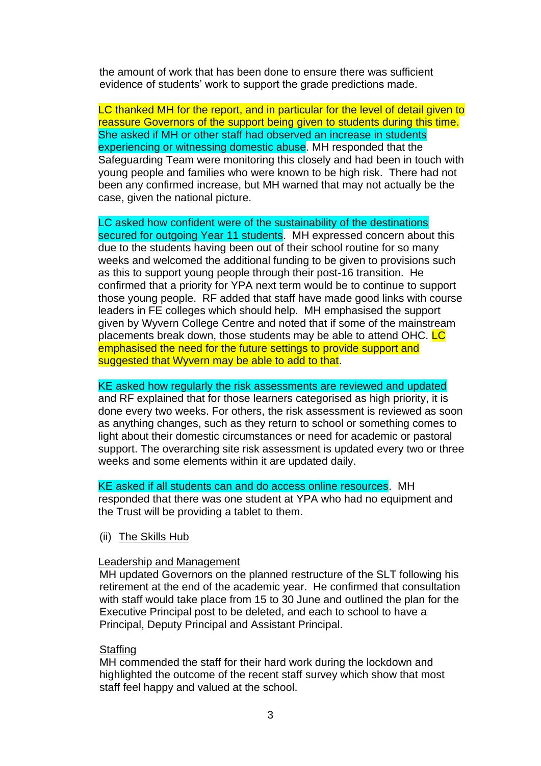the amount of work that has been done to ensure there was sufficient evidence of students' work to support the grade predictions made.

LC thanked MH for the report, and in particular for the level of detail given to reassure Governors of the support being given to students during this time. She asked if MH or other staff had observed an increase in students experiencing or witnessing domestic abuse. MH responded that the Safeguarding Team were monitoring this closely and had been in touch with young people and families who were known to be high risk. There had not been any confirmed increase, but MH warned that may not actually be the case, given the national picture.

LC asked how confident were of the sustainability of the destinations secured for outgoing Year 11 students. MH expressed concern about this due to the students having been out of their school routine for so many weeks and welcomed the additional funding to be given to provisions such as this to support young people through their post-16 transition. He confirmed that a priority for YPA next term would be to continue to support those young people. RF added that staff have made good links with course leaders in FE colleges which should help. MH emphasised the support given by Wyvern College Centre and noted that if some of the mainstream placements break down, those students may be able to attend OHC. LC emphasised the need for the future settings to provide support and suggested that Wyvern may be able to add to that.

KE asked how regularly the risk assessments are reviewed and updated and RF explained that for those learners categorised as high priority, it is done every two weeks. For others, the risk assessment is reviewed as soon as anything changes, such as they return to school or something comes to light about their domestic circumstances or need for academic or pastoral support. The overarching site risk assessment is updated every two or three weeks and some elements within it are updated daily.

KE asked if all students can and do access online resources. MH responded that there was one student at YPA who had no equipment and the Trust will be providing a tablet to them.

(ii) <u>The Skills Hub</u>

<u>Leadership and Management</u>

MH updated Governors on the planned restructure of the SLT following his retirement at the end of the academic year. He confirmed that consultation with staff would take place from 15 to 30 June and outlined the plan for the Executive Principal post to be deleted, and each to school to have a Principal, Deputy Principal and Assistant Principal.

<u>Staffing</u>

MH commended the staff for their hard work during the lockdown and highlighted the outcome of the recent staff survey which show that most staff feel happy and valued at the school.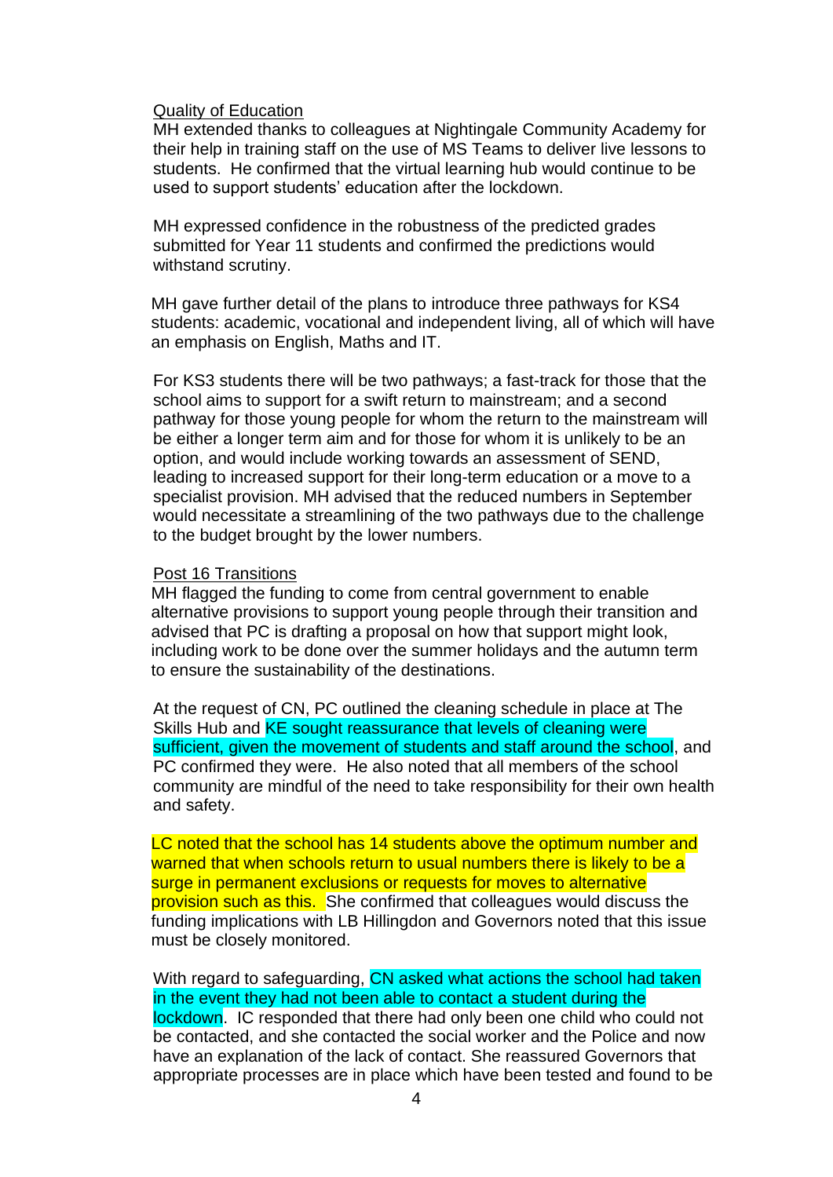Quality of Education

MH extended thanks to colleagues at Nightingale Community Academy for their help in training staff on the use of MS Teams to deliver live lessons to students. He confirmed that the virtual learning hub would continue to be used to support students' education after the lockdown.

MH expressed confidence in the robustness of the predicted grades submitted for Year 11 students and confirmed the predictions would withstand scrutiny.

MH gave further detail of the plans to introduce three pathways for KS4 students: academic, vocational and independent living, all of which will have an emphasis on English, Maths and IT.

For KS3 students there will be two pathways; a fast-track for those that the school aims to support for a swift return to mainstream; and a second pathway for those young people for whom the return to the mainstream will be either a longer term aim and for those for whom it is unlikely to be an option, and would include working towards an assessment of SEND, leading to increased support for their long-term education or a move to a specialist provision. MH advised that the reduced numbers in September would necessitate a streamlining of the two pathways due to the challenge to the budget brought by the lower numbers.

Post 16 Transitions

MH flagged the funding to come from central government to enable alternative provisions to support young people through their transition and advised that PC is drafting a proposal on how that support might look, including work to be done over the summer holidays and the autumn term to ensure the sustainability of the destinations.

At the request of CN, PC outlined the cleaning schedule in place at The Skills Hub and KE sought reassurance that levels of cleaning were sufficient, given the movement of students and staff around the school, and PC confirmed they were. He also noted that all members of the school community are mindful of the need to take responsibility for their own health and safety.

LC noted that the school has 14 students above the optimum number and warned that when schools return to usual numbers there is likely to be a surge in permanent exclusions or requests for moves to alternative provision such as this. She confirmed that colleagues would discuss the funding implications with LB Hillingdon and Governors noted that this issue must be closely monitored.

With regard to safeguarding, CN asked what actions the school had taken in the event they had not been able to contact a student during the lockdown. IC responded that there had only been one child who could not be contacted, and she contacted the social worker and the Police and now have an explanation of the lack of contact. She reassured Governors that appropriate processes are in place which have been tested and found to be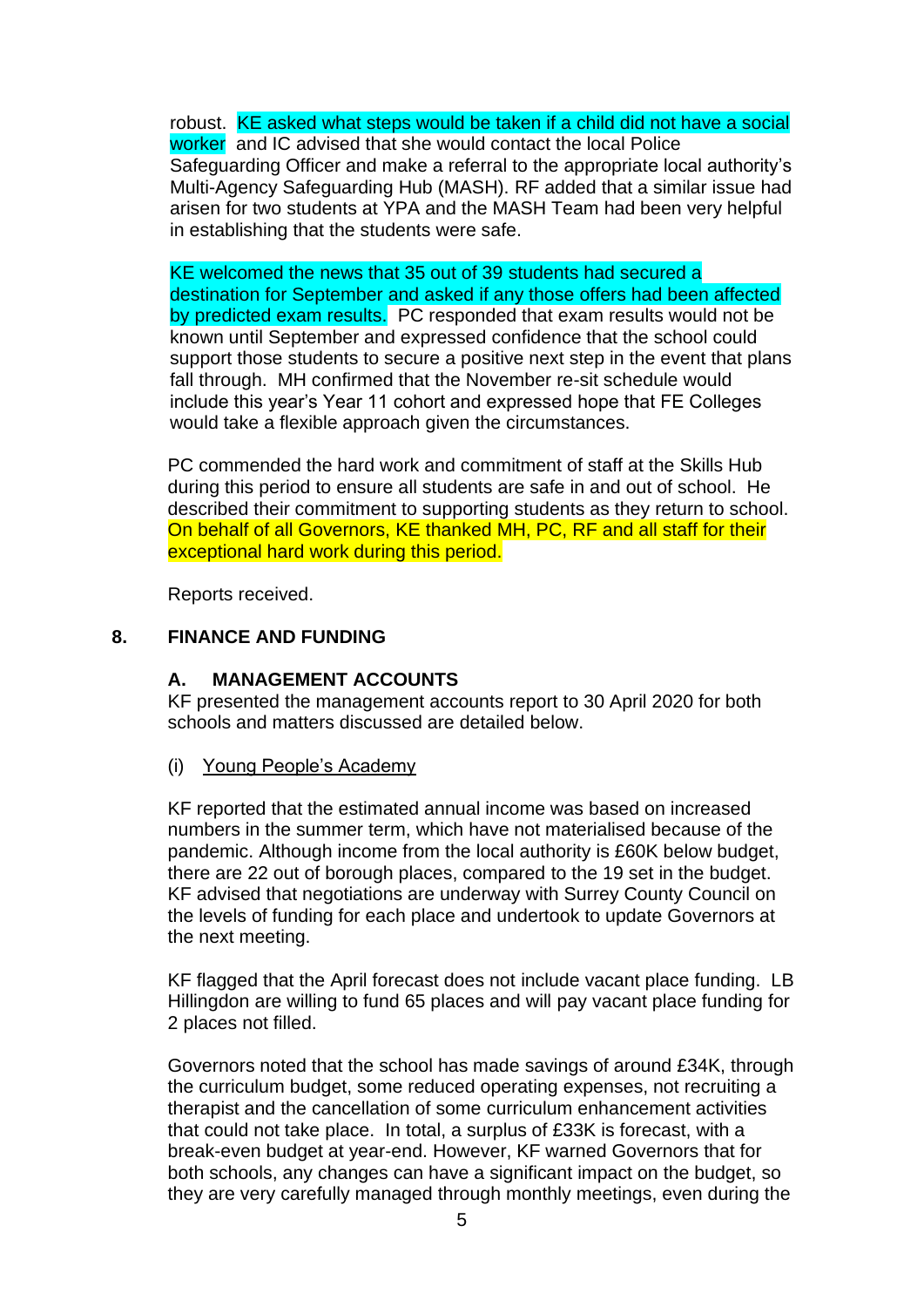robust. KE asked what steps would be taken if a child did not have a social worker and IC advised that she would contact the local Police Safeguarding Officer and make a referral to the appropriate local authority's Multi-Agency Safeguarding Hub (MASH). RF added that a similar issue had arisen for two students at YPA and the MASH Team had been very helpful in establishing that the students were safe.

KE welcomed the news that 35 out of 39 students had secured a destination for September and asked if any those offers had been affected by predicted exam results. PC responded that exam results would not be known until September and expressed confidence that the school could support those students to secure a positive next step in the event that plans fall through. MH confirmed that the November re-sit schedule would include this year's Year 11 cohort and expressed hope that FE Colleges would take a flexible approach given the circumstances.

PC commended the hard work and commitment of staff at the Skills Hub during this period to ensure all students are safe in and out of school. He described their commitment to supporting students as they return to school. On behalf of all Governors, KE thanked MH, PC, RF and all staff for their exceptional hard work during this period.

Reports received.

## 8. FINANCE AND FUNDING

### A. MANAGEMENT ACCOUNTS

KF presented the management accounts report to 30 April 2020 for both schools and matters discussed are detailed below.

(i) Young People's Academy

KF reported that the estimated annual income was based on increased numbers in the summer term, which have not materialised because of the pandemic. Although income from the local authority is £60K below budget, there are 22 out of borough places, compared to the 19 set in the budget. KF advised that negotiations are underway with Surrey County Council on the levels of funding for each place and undertook to update Governors at the next meeting.

KF flagged that the April forecast does not include vacant place funding. LB Hillingdon are willing to fund 65 places and will pay vacant place funding for 2 places not filled.

Governors noted that the school has made savings of around £34K, through the curriculum budget, some reduced operating expenses, not recruiting a therapist and the cancellation of some curriculum enhancement activities that could not take place. In total, a surplus of £33K is forecast, with a break-even budget at year-end. However, KF warned Governors that for both schools, any changes can have a significant impact on the budget, so they are very carefully managed through monthly meetings, even during the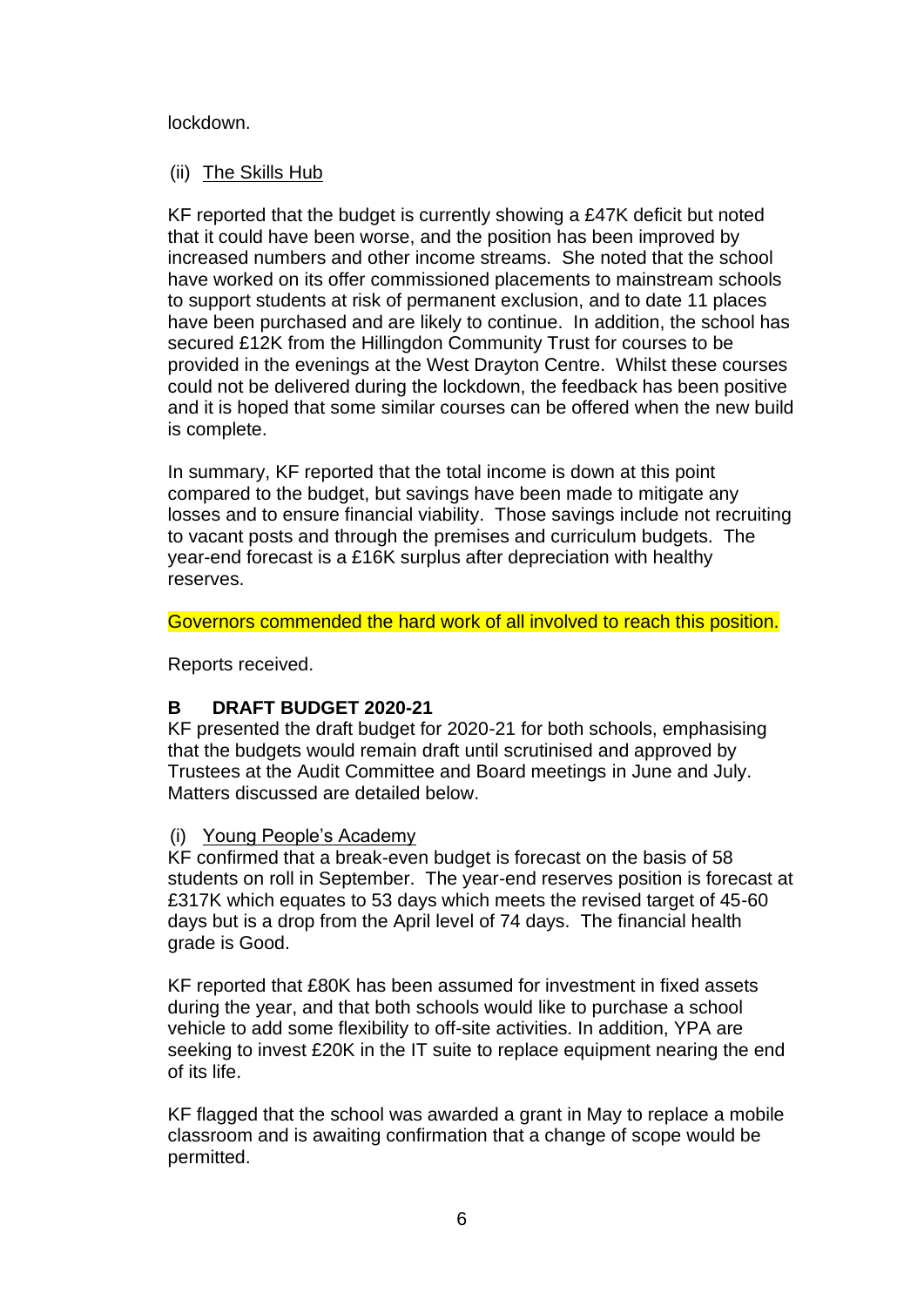lockdown.

(ii) The Skills Hub

KF reported that the budget is currently showing a £47K deficit but noted that it could have been worse, and the position has been improved by increased numbers and other income streams. She noted that the school have worked on its offer commissioned placements to mainstream schools to support students at risk of permanent exclusion, and to date 11 places have been purchased and are likely to continue. In addition, the school has secured £12K from the Hillingdon Community Trust for courses to be provided in the evenings at the West Drayton Centre. Whilst these courses could not be delivered during the lockdown, the feedback has been positive and it is hoped that some similar courses can be offered when the new build is complete.

In summary, KF reported that the total income is down at this point compared to the budget, but savings have been made to mitigate any losses and to ensure financial viability. Those savings include not recruiting to vacant posts and through the premises and curriculum budgets. The year-end forecast is a £16K surplus after depreciation with healthy reserves.

Governors commended the hard work of all involved to reach this position.

Reports received.

**B DRAFT BUDGET 2020-21**

KF presented the draft budget for 2020-21 for both schools, emphasising that the budgets would remain draft until scrutinised and approved by Trustees at the Audit Committee and Board meetings in June and July. Matters discussed are detailed below.

(i) Young People's Academy

KF confirmed that a break-even budget is forecast on the basis of 58 students on roll in September. The year-end reserves position is forecast at £317K which equates to 53 days which meets the revised target of 45-60 days but is a drop from the April level of 74 days. The financial health grade is Good.

KF reported that £80K has been assumed for investment in fixed assets during the year, and that both schools would like to purchase a school vehicle to add some flexibility to off-site activities. In addition, YPA are seeking to invest £20K in the IT suite to replace equipment nearing the end of its life.

KF flagged that the school was awarded a grant in May to replace a mobile classroom and is awaiting confirmation that a change of scope would be permitted.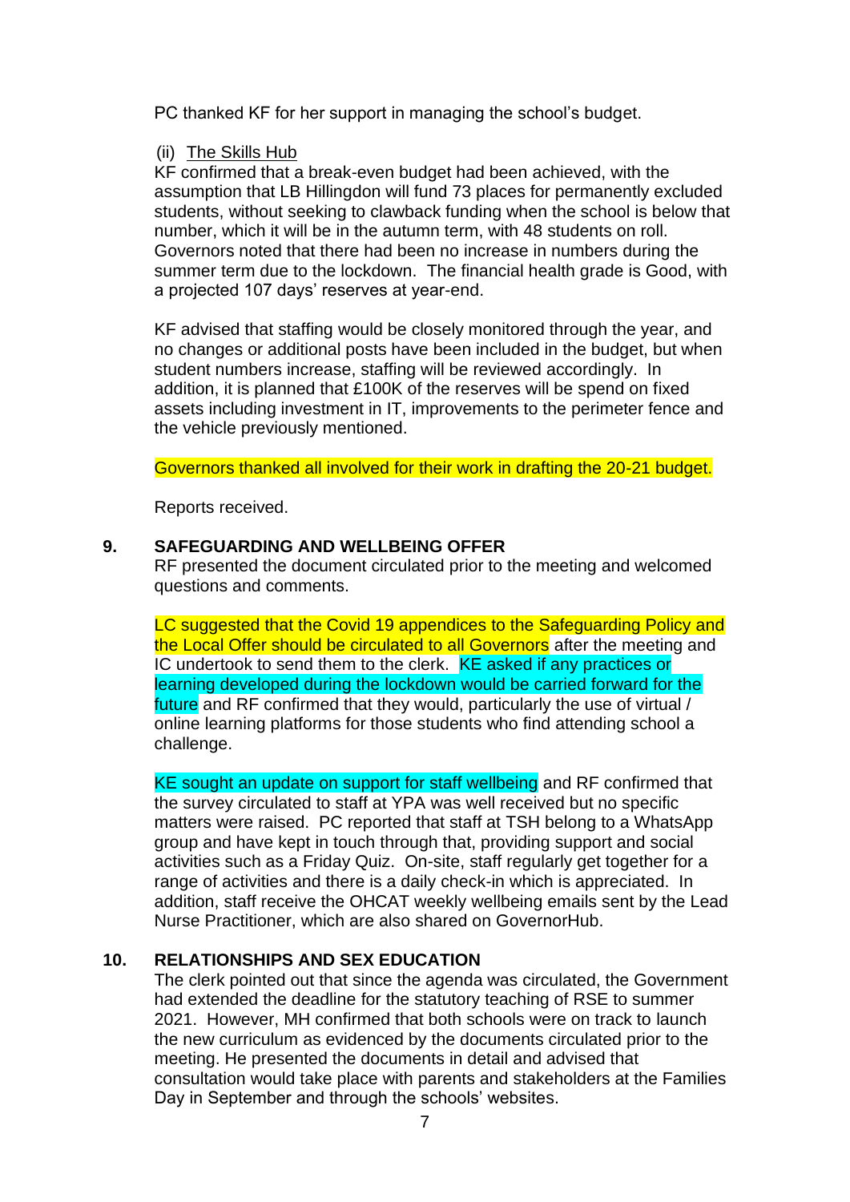PC thanked KF for her support in managing the school's budget.

(ii) The Skills Hub

KF confirmed that a break-even budget had been achieved, with the assumption that LB Hillingdon will fund 73 places for permanently excluded students, without seeking to clawback funding when the school is below that number, which it will be in the autumn term, with 48 students on roll. Governors noted that there had been no increase in numbers during the summer term due to the lockdown. The financial health grade is Good, with a projected 107 days' reserves at year-end.

KF advised that staffing would be closely monitored through the year, and no changes or additional posts have been included in the budget, but when student numbers increase, staffing will be reviewed accordingly. In addition, it is planned that £100K of the reserves will be spend on fixed assets including investment in IT, improvements to the perimeter fence and the vehicle previously mentioned.

Governors thanked all involved for their work in drafting the 20-21 budget.

Reports received.

## 9. SAFEGUARDING AND WELLBEING OFFER

RF presented the document circulated prior to the meeting and welcomed questions and comments.

LC suggested that the Covid 19 appendices to the Safeguarding Policy and the Local Offer should be circulated to all Governors after the meeting and IC undertook to send them to the clerk. KE asked if any practices or learning developed during the lockdown would be carried forward for the future and RF confirmed that they would, particularly the use of virtual / online learning platforms for those students who find attending school a challenge.

KE sought an update on support for staff wellbeing and RF confirmed that the survey circulated to staff at YPA was well received but no specific matters were raised. PC reported that staff at TSH belong to a WhatsApp group and have kept in touch through that, providing support and social activities such as a Friday Quiz. On-site, staff regularly get together for a range of activities and there is a daily check-in which is appreciated. In addition, staff receive the OHCAT weekly wellbeing emails sent by the Lead Nurse Practitioner, which are also shared on GovernorHub.

## 10. RELATIONSHIPS AND SEX EDUCATION

The clerk pointed out that since the agenda was circulated, the Government had extended the deadline for the statutory teaching of RSE to summer 2021. However, MH confirmed that both schools were on track to launch the new curriculum as evidenced by the documents circulated prior to the meeting. He presented the documents in detail and advised that consultation would take place with parents and stakeholders at the Families Day in September and through the schools' websites.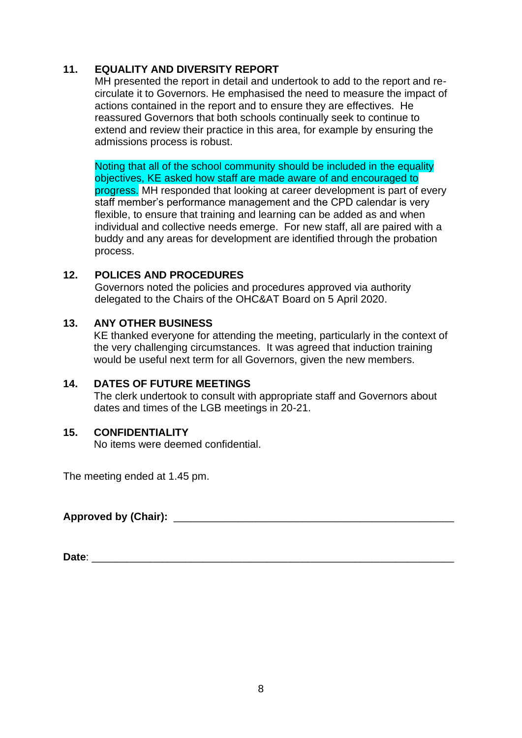**11. EQUALITY AND DIVERSITY REPORT**

MH presented the report in detail and undertook to add to the report and re-circulate it to Governors. He emphasised the need to measure the impact of actions contained in the report and to ensure they are effectives. He reassured Governors that both schools continually seek to continue to extend and review their practice in this area, for example by ensuring the admissions process is robust.

Noting that all of the school community should be included in the equality objectives, KE asked how staff are made aware of and encouraged to progress. MH responded that looking at career development is part of every staff member's performance management and the CPD calendar is very flexible, to ensure that training and learning can be added as and when individual and collective needs emerge. For new staff, all are paired with a buddy and any areas for development are identified through the probation process.

**12. POLICES AND PROCEDURES**

Governors noted the policies and procedures approved via authority delegated to the Chairs of the OHC&AT Board on 5 April 2020.

**13. ANY OTHER BUSINESS**

KE thanked everyone for attending the meeting, particularly in the context of the very challenging circumstances. It was agreed that induction training would be useful next term for all Governors, given the new members.

**14. DATES OF FUTURE MEETINGS**

The clerk undertook to consult with appropriate staff and Governors about dates and times of the LGB meetings in 20-21.

**15. CONFIDENTIALITY**

No items were deemed confidential.

The meeting ended at 1.45 pm.

**Approved by (Chair):** ______________________________________________

**Date**: ________________________________________________________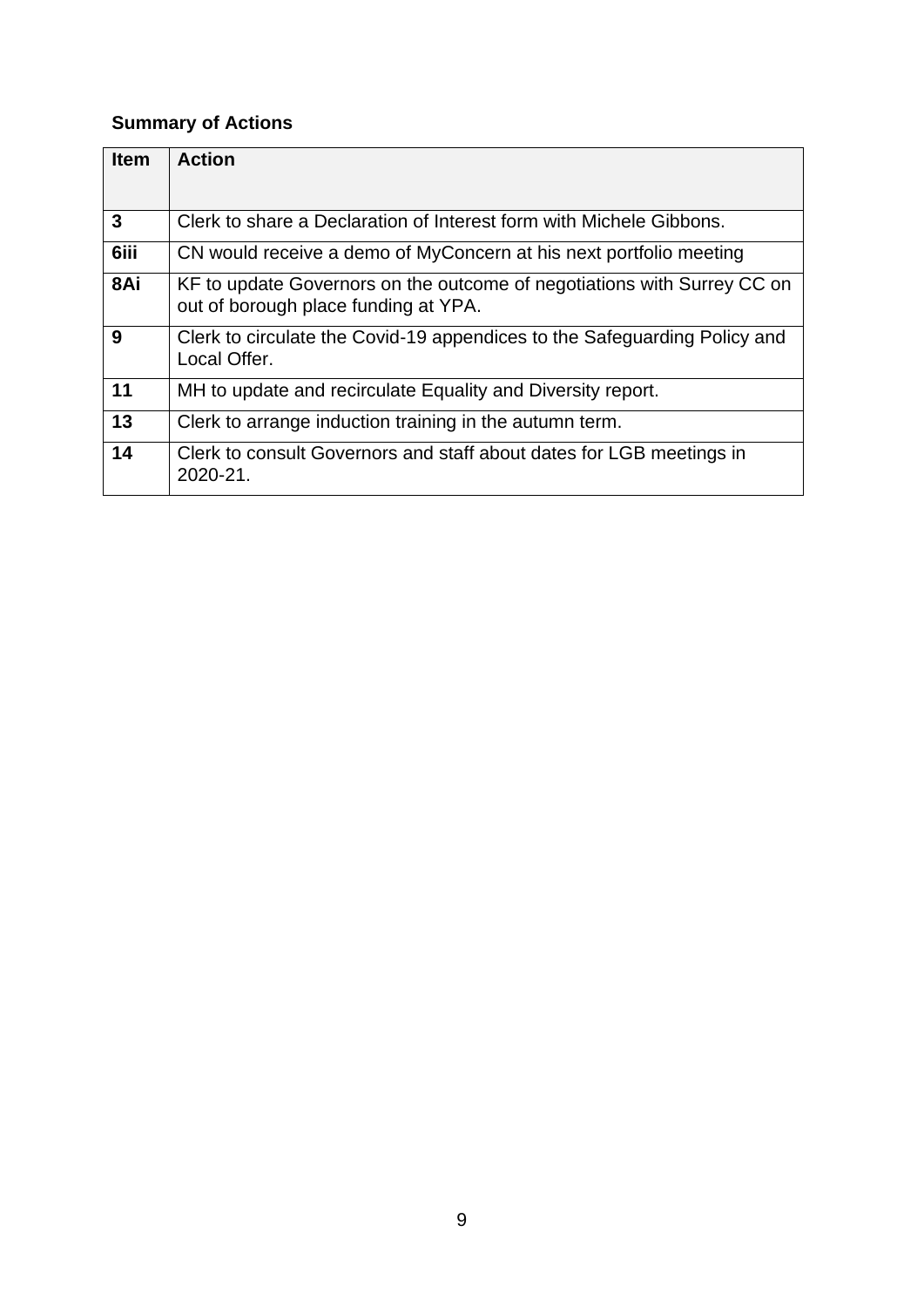**Summary of Actions**

| Item | Action |
|---|---|
| **3** | Clerk to share a Declaration of Interest form with Michele Gibbons. |
| **6iii** | CN would receive a demo of MyConcern at his next portfolio meeting |
| **8Ai** | KF to update Governors on the outcome of negotiations with Surrey CC on out of borough place funding at YPA. |
| **9** | Clerk to circulate the Covid-19 appendices to the Safeguarding Policy and Local Offer. |
| **11** | MH to update and recirculate Equality and Diversity report. |
| **13** | Clerk to arrange induction training in the autumn term. |
| **14** | Clerk to consult Governors and staff about dates for LGB meetings in 2020-21. |